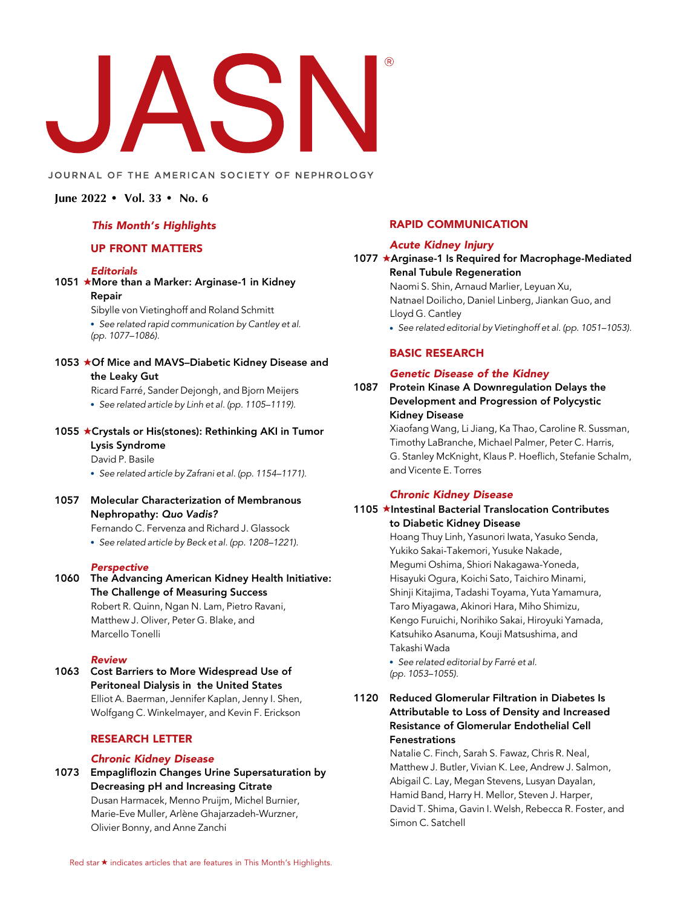# JASN®

JOURNAL OF THE AMERICAN SOCIETY OF NEPHROLOGY

**June 2022 • Vol. 33 • No. 6**

*This Month's Highlights*

## UP FRONT MATTERS

### *Editorials*

**1051 ★More than a Marker: Arginase-1 in Kidney Repair**
Sibylle von Vietinghoff and Roland Schmitt
- *See related rapid communication by Cantley et al. (pp. 1077–1086).*

**1053 ★Of Mice and MAVS–Diabetic Kidney Disease and the Leaky Gut**
Ricard Farré, Sander Dejongh, and Bjorn Meijers
- *See related article by Linh et al. (pp. 1105–1119).*

**1055 ★Crystals or His(stones): Rethinking AKI in Tumor Lysis Syndrome**
David P. Basile
- *See related article by Zafrani et al. (pp. 1154–1171).*

**1057 Molecular Characterization of Membranous Nephropathy: *Quo Vadis?***
Fernando C. Fervenza and Richard J. Glassock
- *See related article by Beck et al. (pp. 1208–1221).*

### *Perspective*

**1060 The Advancing American Kidney Health Initiative: The Challenge of Measuring Success**
Robert R. Quinn, Ngan N. Lam, Pietro Ravani, Matthew J. Oliver, Peter G. Blake, and Marcello Tonelli

### *Review*

**1063 Cost Barriers to More Widespread Use of Peritoneal Dialysis in the United States**
Elliot A. Baerman, Jennifer Kaplan, Jenny I. Shen, Wolfgang C. Winkelmayer, and Kevin F. Erickson

## RESEARCH LETTER

### *Chronic Kidney Disease*

**1073 Empagliflozin Changes Urine Supersaturation by Decreasing pH and Increasing Citrate**
Dusan Harmacek, Menno Pruijm, Michel Burnier, Marie-Eve Muller, Arlène Ghajarzadeh-Wurzner, Olivier Bonny, and Anne Zanchi

## RAPID COMMUNICATION

### *Acute Kidney Injury*

**1077 ★Arginase-1 Is Required for Macrophage-Mediated Renal Tubule Regeneration**
Naomi S. Shin, Arnaud Marlier, Leyuan Xu, Natnael Doilicho, Daniel Linberg, Jiankan Guo, and Lloyd G. Cantley
- *See related editorial by Vietinghoff et al. (pp. 1051–1053).*

## BASIC RESEARCH

### *Genetic Disease of the Kidney*

**1087 Protein Kinase A Downregulation Delays the Development and Progression of Polycystic Kidney Disease**
Xiaofang Wang, Li Jiang, Ka Thao, Caroline R. Sussman, Timothy LaBranche, Michael Palmer, Peter C. Harris, G. Stanley McKnight, Klaus P. Hoeflich, Stefanie Schalm, and Vicente E. Torres

### *Chronic Kidney Disease*

**1105 ★Intestinal Bacterial Translocation Contributes to Diabetic Kidney Disease**
Hoang Thuy Linh, Yasunori Iwata, Yasuko Senda, Yukiko Sakai-Takemori, Yusuke Nakade, Megumi Oshima, Shiori Nakagawa-Yoneda, Hisayuki Ogura, Koichi Sato, Taichiro Minami, Shinji Kitajima, Tadashi Toyama, Yuta Yamamura, Taro Miyagawa, Akinori Hara, Miho Shimizu, Kengo Furuichi, Norihiko Sakai, Hiroyuki Yamada, Katsuhiko Asanuma, Kouji Matsushima, and Takashi Wada
- *See related editorial by Farré et al. (pp. 1053–1055).*

**1120 Reduced Glomerular Filtration in Diabetes Is Attributable to Loss of Density and Increased Resistance of Glomerular Endothelial Cell Fenestrations**
Natalie C. Finch, Sarah S. Fawaz, Chris R. Neal, Matthew J. Butler, Vivian K. Lee, Andrew J. Salmon, Abigail C. Lay, Megan Stevens, Lusyan Dayalan, Hamid Band, Harry H. Mellor, Steven J. Harper, David T. Shima, Gavin I. Welsh, Rebecca R. Foster, and Simon C. Satchell

Red star ★ indicates articles that are features in This Month's Highlights.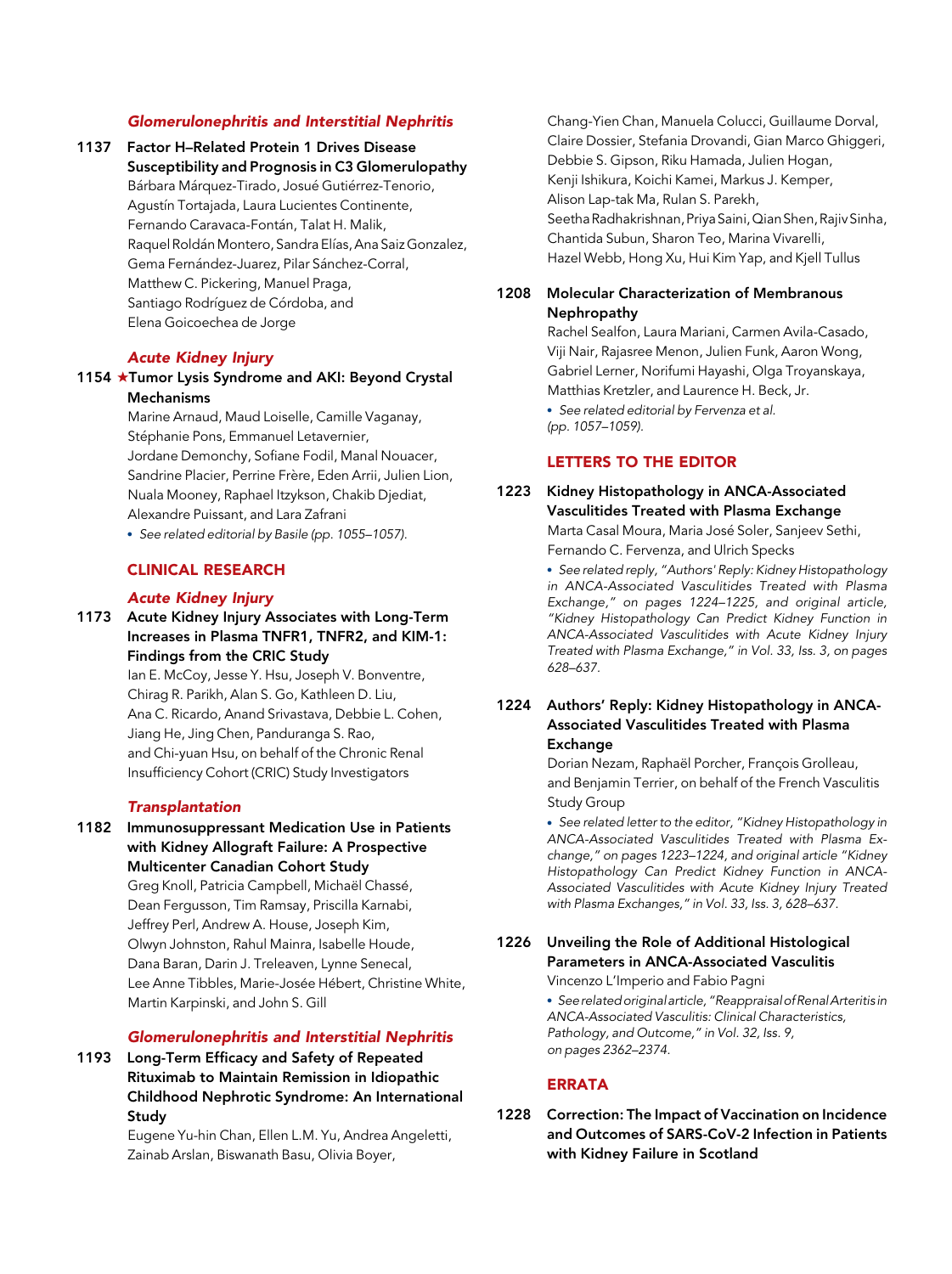### *Glomerulonephritis and Interstitial Nephritis*

**1137 Factor H–Related Protein 1 Drives Disease Susceptibility and Prognosis in C3 Glomerulopathy**
Bárbara Márquez-Tirado, Josué Gutiérrez-Tenorio, Agustín Tortajada, Laura Lucientes Continente, Fernando Caravaca-Fontán, Talat H. Malik, Raquel Roldán Montero, Sandra Elías, Ana Saiz Gonzalez, Gema Fernández-Juarez, Pilar Sánchez-Corral, Matthew C. Pickering, Manuel Praga, Santiago Rodríguez de Córdoba, and Elena Goicoechea de Jorge

### *Acute Kidney Injury*

**1154 ★Tumor Lysis Syndrome and AKI: Beyond Crystal Mechanisms**
Marine Arnaud, Maud Loiselle, Camille Vaganay, Stéphanie Pons, Emmanuel Letavernier, Jordane Demonchy, Sofiane Fodil, Manal Nouacer, Sandrine Placier, Perrine Frère, Eden Arrii, Julien Lion, Nuala Mooney, Raphael Itzykson, Chakib Djediat, Alexandre Puissant, and Lara Zafrani

- *See related editorial by Basile (pp. 1055–1057).*

## CLINICAL RESEARCH

### *Acute Kidney Injury*

**1173 Acute Kidney Injury Associates with Long-Term Increases in Plasma TNFR1, TNFR2, and KIM-1: Findings from the CRIC Study**
Ian E. McCoy, Jesse Y. Hsu, Joseph V. Bonventre, Chirag R. Parikh, Alan S. Go, Kathleen D. Liu, Ana C. Ricardo, Anand Srivastava, Debbie L. Cohen, Jiang He, Jing Chen, Panduranga S. Rao, and Chi-yuan Hsu, on behalf of the Chronic Renal Insufficiency Cohort (CRIC) Study Investigators

### *Transplantation*

**1182 Immunosuppressant Medication Use in Patients with Kidney Allograft Failure: A Prospective Multicenter Canadian Cohort Study**
Greg Knoll, Patricia Campbell, Michaël Chassé, Dean Fergusson, Tim Ramsay, Priscilla Karnabi, Jeffrey Perl, Andrew A. House, Joseph Kim, Olwyn Johnston, Rahul Mainra, Isabelle Houde, Dana Baran, Darin J. Treleaven, Lynne Senecal, Lee Anne Tibbles, Marie-Josée Hébert, Christine White, Martin Karpinski, and John S. Gill

### *Glomerulonephritis and Interstitial Nephritis*

**1193 Long-Term Efficacy and Safety of Repeated Rituximab to Maintain Remission in Idiopathic Childhood Nephrotic Syndrome: An International Study**
Eugene Yu-hin Chan, Ellen L.M. Yu, Andrea Angeletti, Zainab Arslan, Biswanath Basu, Olivia Boyer, Chang-Yien Chan, Manuela Colucci, Guillaume Dorval, Claire Dossier, Stefania Drovandi, Gian Marco Ghiggeri, Debbie S. Gipson, Riku Hamada, Julien Hogan, Kenji Ishikura, Koichi Kamei, Markus J. Kemper, Alison Lap-tak Ma, Rulan S. Parekh, Seetha Radhakrishnan, Priya Saini, Qian Shen, Rajiv Sinha, Chantida Subun, Sharon Teo, Marina Vivarelli, Hazel Webb, Hong Xu, Hui Kim Yap, and Kjell Tullus

**1208 Molecular Characterization of Membranous Nephropathy**
Rachel Sealfon, Laura Mariani, Carmen Avila-Casado, Viji Nair, Rajasree Menon, Julien Funk, Aaron Wong, Gabriel Lerner, Norifumi Hayashi, Olga Troyanskaya, Matthias Kretzler, and Laurence H. Beck, Jr.

- *See related editorial by Fervenza et al. (pp. 1057–1059).*

## LETTERS TO THE EDITOR

**1223 Kidney Histopathology in ANCA-Associated Vasculitides Treated with Plasma Exchange**
Marta Casal Moura, Maria José Soler, Sanjeev Sethi, Fernando C. Fervenza, and Ulrich Specks

- *See related reply, "Authors' Reply: Kidney Histopathology in ANCA-Associated Vasculitides Treated with Plasma Exchange," on pages 1224–1225, and original article, "Kidney Histopathology Can Predict Kidney Function in ANCA-Associated Vasculitides with Acute Kidney Injury Treated with Plasma Exchange," in Vol. 33, Iss. 3, on pages 628–637.*

**1224 Authors' Reply: Kidney Histopathology in ANCA-Associated Vasculitides Treated with Plasma Exchange**
Dorian Nezam, Raphaël Porcher, François Grolleau, and Benjamin Terrier, on behalf of the French Vasculitis Study Group

- *See related letter to the editor, "Kidney Histopathology in ANCA-Associated Vasculitides Treated with Plasma Exchange," on pages 1223–1224, and original article "Kidney Histopathology Can Predict Kidney Function in ANCA-Associated Vasculitides with Acute Kidney Injury Treated with Plasma Exchanges," in Vol. 33, Iss. 3, 628–637.*

**1226 Unveiling the Role of Additional Histological Parameters in ANCA-Associated Vasculitis**
Vincenzo L'Imperio and Fabio Pagni

- *See related original article, "Reappraisal of Renal Arteritis in ANCA-Associated Vasculitis: Clinical Characteristics, Pathology, and Outcome," in Vol. 32, Iss. 9, on pages 2362–2374.*

## ERRATA

**1228 Correction: The Impact of Vaccination on Incidence and Outcomes of SARS-CoV-2 Infection in Patients with Kidney Failure in Scotland**